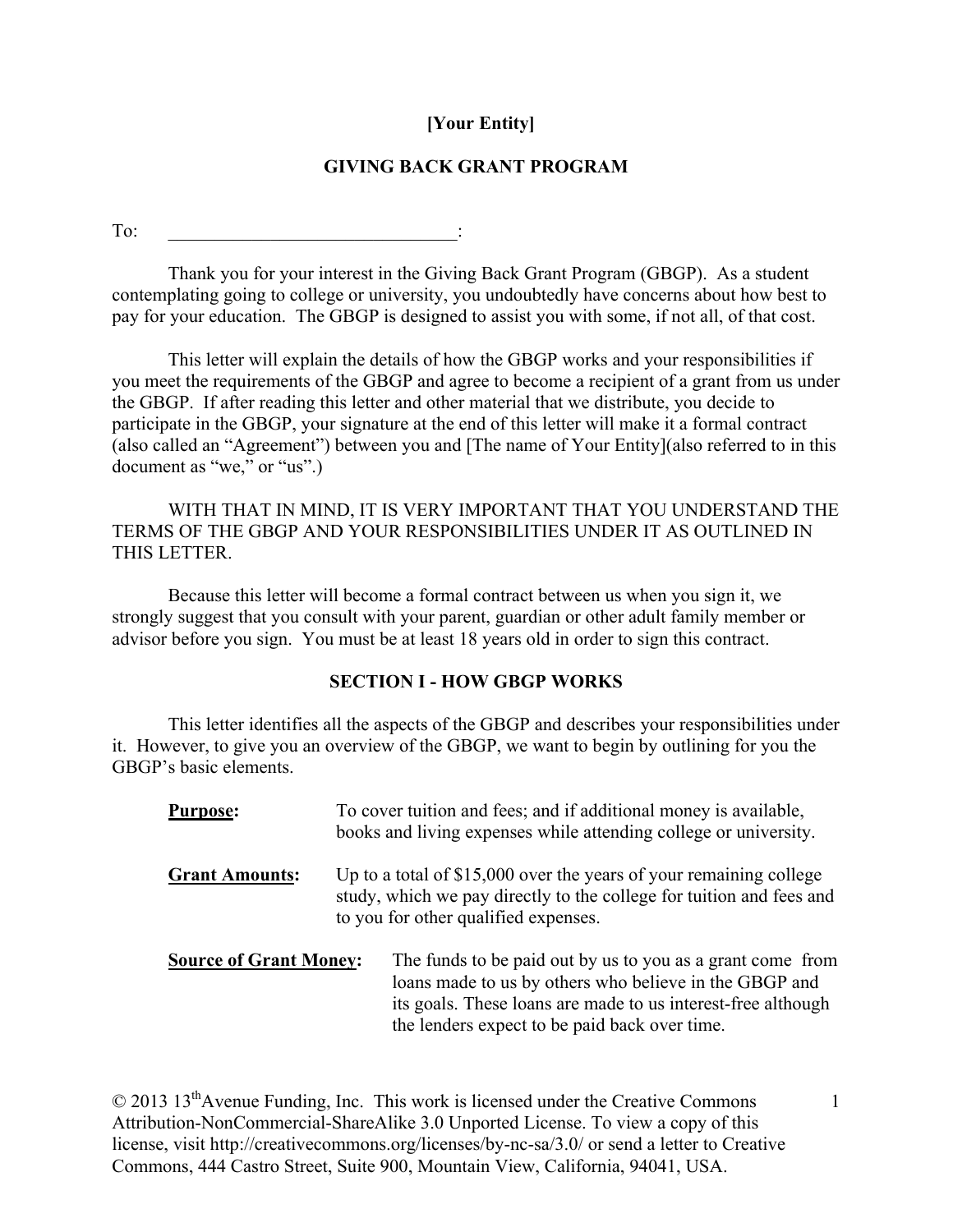**[Your Entity]**

# GIVING BACK GRANT PROGRAM

To: \_\_\_\_\_\_\_\_\_\_\_\_\_\_\_\_\_\_\_\_\_\_\_\_\_\_\_\_\_\_\_:

Thank you for your interest in the Giving Back Grant Program (GBGP). As a student contemplating going to college or university, you undoubtedly have concerns about how best to pay for your education. The GBGP is designed to assist you with some, if not all, of that cost.

This letter will explain the details of how the GBGP works and your responsibilities if you meet the requirements of the GBGP and agree to become a recipient of a grant from us under the GBGP. If after reading this letter and other material that we distribute, you decide to participate in the GBGP, your signature at the end of this letter will make it a formal contract (also called an "Agreement") between you and [The name of Your Entity](also referred to in this document as "we," or "us".)

WITH THAT IN MIND, IT IS VERY IMPORTANT THAT YOU UNDERSTAND THE TERMS OF THE GBGP AND YOUR RESPONSIBILITIES UNDER IT AS OUTLINED IN THIS LETTER.

Because this letter will become a formal contract between us when you sign it, we strongly suggest that you consult with your parent, guardian or other adult family member or advisor before you sign. You must be at least 18 years old in order to sign this contract.

## SECTION I - HOW GBGP WORKS

This letter identifies all the aspects of the GBGP and describes your responsibilities under it. However, to give you an overview of the GBGP, we want to begin by outlining for you the GBGP's basic elements.

**Purpose:** To cover tuition and fees; and if additional money is available, books and living expenses while attending college or university.

**Grant Amounts:** Up to a total of $15,000 over the years of your remaining college study, which we pay directly to the college for tuition and fees and to you for other qualified expenses.

**Source of Grant Money:** The funds to be paid out by us to you as a grant come from loans made to us by others who believe in the GBGP and its goals. These loans are made to us interest-free although the lenders expect to be paid back over time.

© 2013 13th Avenue Funding, Inc. This work is licensed under the Creative Commons Attribution-NonCommercial-ShareAlike 3.0 Unported License. To view a copy of this license, visit http://creativecommons.org/licenses/by-nc-sa/3.0/ or send a letter to Creative Commons, 444 Castro Street, Suite 900, Mountain View, California, 94041, USA.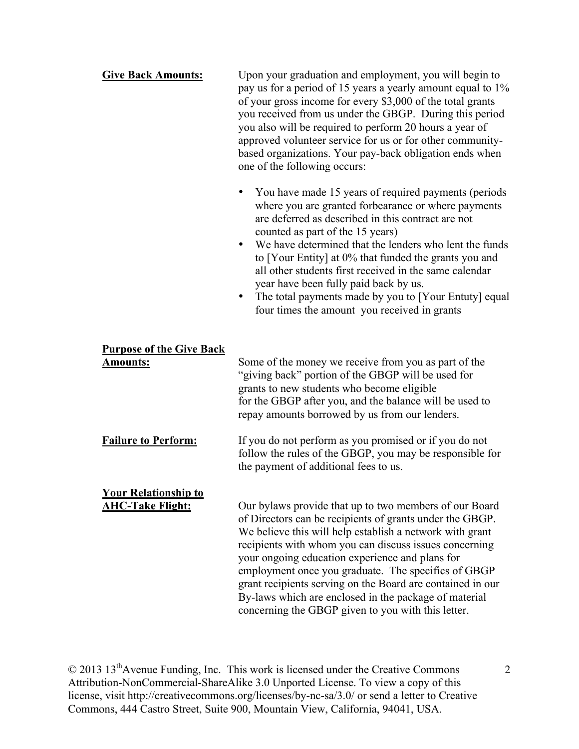**Give Back Amounts:** Upon your graduation and employment, you will begin to pay us for a period of 15 years a yearly amount equal to 1% of your gross income for every $3,000 of the total grants you received from us under the GBGP. During this period you also will be required to perform 20 hours a year of approved volunteer service for us or for other community-based organizations. Your pay-back obligation ends when one of the following occurs:

- You have made 15 years of required payments (periods where you are granted forbearance or where payments are deferred as described in this contract are not counted as part of the 15 years)
- We have determined that the lenders who lent the funds to [Your Entity] at 0% that funded the grants you and all other students first received in the same calendar year have been fully paid back by us.
- The total payments made by you to [Your Entuty] equal four times the amount you received in grants

**Purpose of the Give Back Amounts:** Some of the money we receive from you as part of the "giving back" portion of the GBGP will be used for grants to new students who become eligible for the GBGP after you, and the balance will be used to repay amounts borrowed by us from our lenders.

**Failure to Perform:** If you do not perform as you promised or if you do not follow the rules of the GBGP, you may be responsible for the payment of additional fees to us.

**Your Relationship to AHC-Take Flight:** Our bylaws provide that up to two members of our Board of Directors can be recipients of grants under the GBGP. We believe this will help establish a network with grant recipients with whom you can discuss issues concerning your ongoing education experience and plans for employment once you graduate. The specifics of GBGP grant recipients serving on the Board are contained in our By-laws which are enclosed in the package of material concerning the GBGP given to you with this letter.

© 2013 13th Avenue Funding, Inc. This work is licensed under the Creative Commons Attribution-NonCommercial-ShareAlike 3.0 Unported License. To view a copy of this license, visit http://creativecommons.org/licenses/by-nc-sa/3.0/ or send a letter to Creative Commons, 444 Castro Street, Suite 900, Mountain View, California, 94041, USA.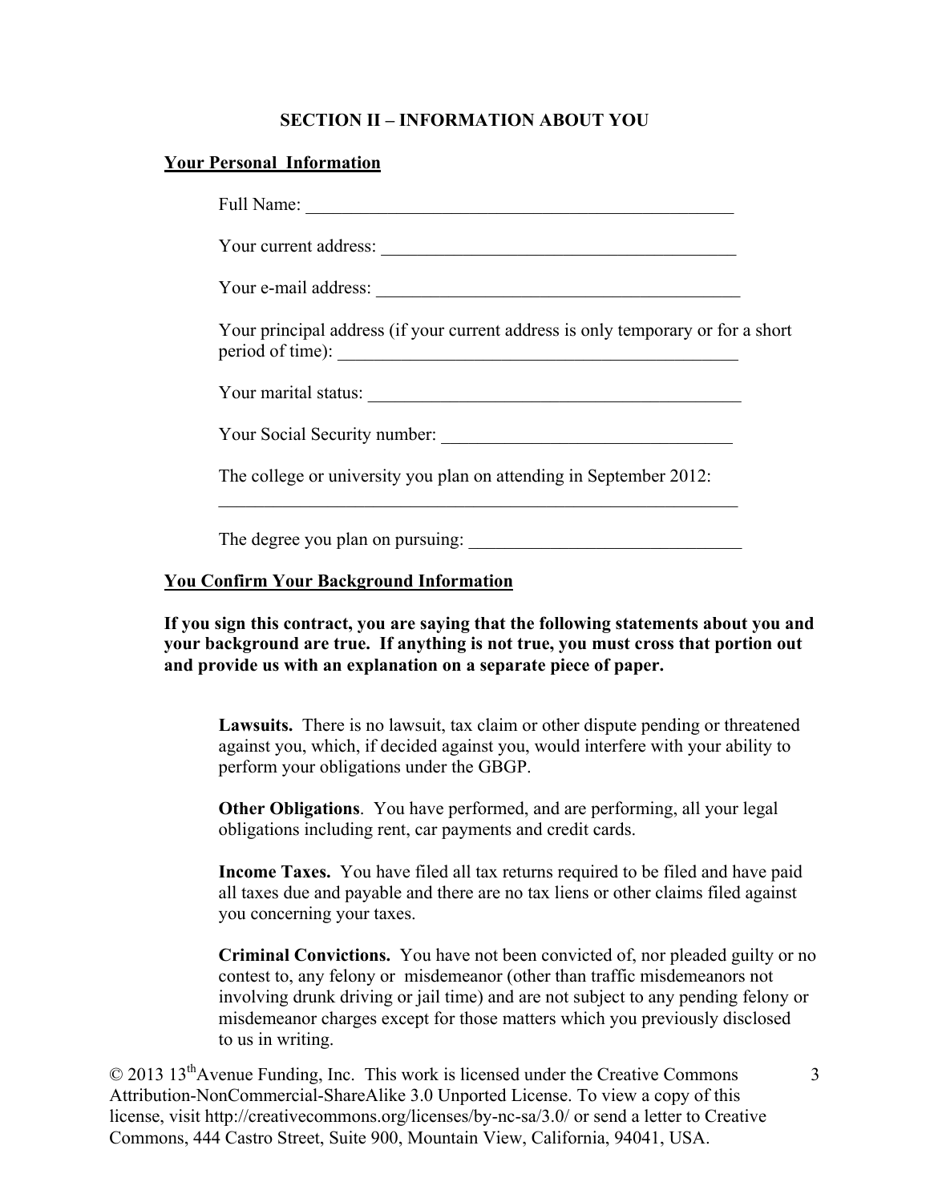## SECTION II – INFORMATION ABOUT YOU

**Your Personal Information**

Full Name: ___________________________________________________

Your current address: ________________________________________

Your e-mail address: _________________________________________

Your principal address (if your current address is only temporary or for a short period of time): ______________________________________________

Your marital status: __________________________________________

Your Social Security number: _________________________________

The college or university you plan on attending in September 2012: ____________________________________________________________

The degree you plan on pursuing: ______________________________

**You Confirm Your Background Information**

**If you sign this contract, you are saying that the following statements about you and your background are true. If anything is not true, you must cross that portion out and provide us with an explanation on a separate piece of paper.**

**Lawsuits.** There is no lawsuit, tax claim or other dispute pending or threatened against you, which, if decided against you, would interfere with your ability to perform your obligations under the GBGP.

**Other Obligations**. You have performed, and are performing, all your legal obligations including rent, car payments and credit cards.

**Income Taxes.** You have filed all tax returns required to be filed and have paid all taxes due and payable and there are no tax liens or other claims filed against you concerning your taxes.

**Criminal Convictions.** You have not been convicted of, nor pleaded guilty or no contest to, any felony or misdemeanor (other than traffic misdemeanors not involving drunk driving or jail time) and are not subject to any pending felony or misdemeanor charges except for those matters which you previously disclosed to us in writing.

© 2013 13th Avenue Funding, Inc. This work is licensed under the Creative Commons Attribution-NonCommercial-ShareAlike 3.0 Unported License. To view a copy of this license, visit http://creativecommons.org/licenses/by-nc-sa/3.0/ or send a letter to Creative Commons, 444 Castro Street, Suite 900, Mountain View, California, 94041, USA.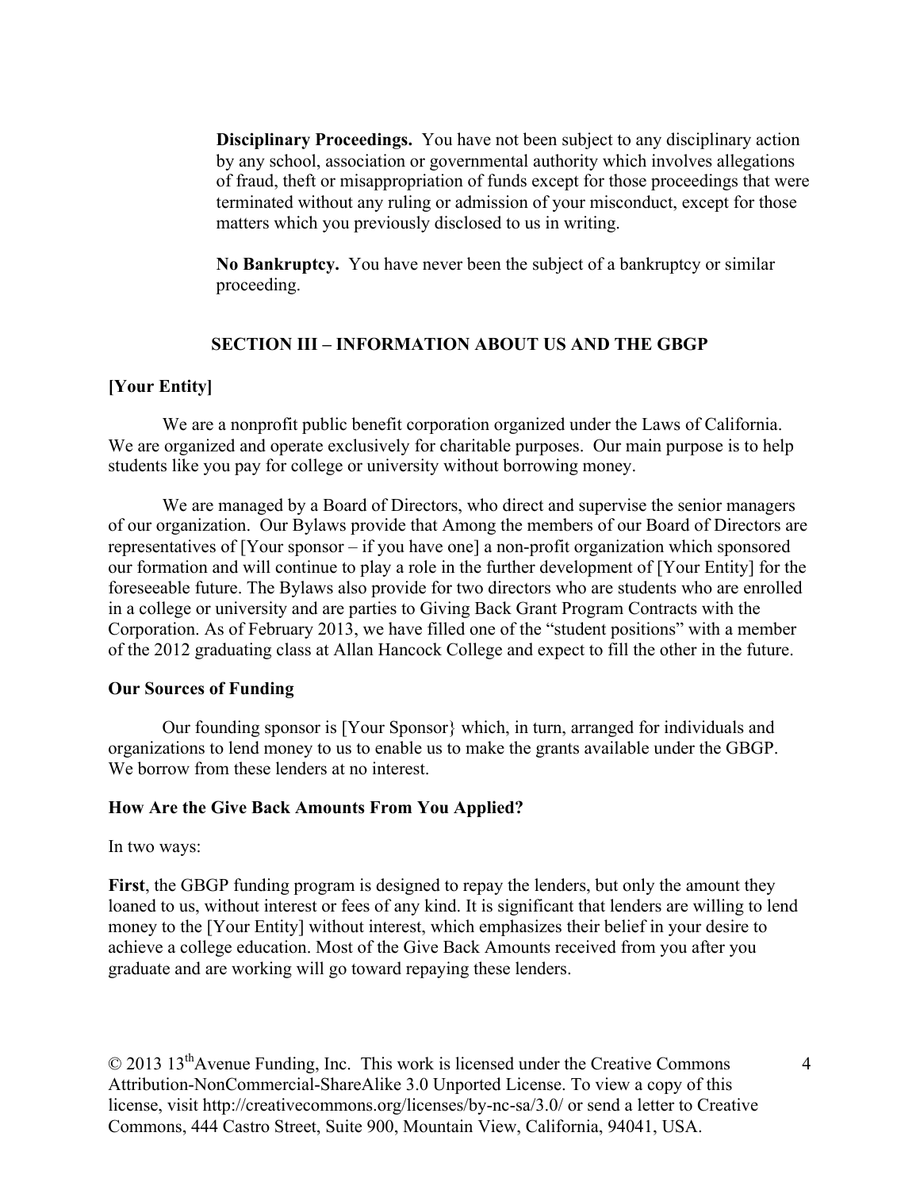**Disciplinary Proceedings.** You have not been subject to any disciplinary action by any school, association or governmental authority which involves allegations of fraud, theft or misappropriation of funds except for those proceedings that were terminated without any ruling or admission of your misconduct, except for those matters which you previously disclosed to us in writing.

**No Bankruptcy.** You have never been the subject of a bankruptcy or similar proceeding.

## SECTION III – INFORMATION ABOUT US AND THE GBGP

**[Your Entity]**

We are a nonprofit public benefit corporation organized under the Laws of California. We are organized and operate exclusively for charitable purposes. Our main purpose is to help students like you pay for college or university without borrowing money.

We are managed by a Board of Directors, who direct and supervise the senior managers of our organization. Our Bylaws provide that Among the members of our Board of Directors are representatives of [Your sponsor – if you have one] a non-profit organization which sponsored our formation and will continue to play a role in the further development of [Your Entity] for the foreseeable future. The Bylaws also provide for two directors who are students who are enrolled in a college or university and are parties to Giving Back Grant Program Contracts with the Corporation. As of February 2013, we have filled one of the "student positions" with a member of the 2012 graduating class at Allan Hancock College and expect to fill the other in the future.

**Our Sources of Funding**

Our founding sponsor is [Your Sponsor} which, in turn, arranged for individuals and organizations to lend money to us to enable us to make the grants available under the GBGP. We borrow from these lenders at no interest.

**How Are the Give Back Amounts From You Applied?**

In two ways:

**First**, the GBGP funding program is designed to repay the lenders, but only the amount they loaned to us, without interest or fees of any kind. It is significant that lenders are willing to lend money to the [Your Entity] without interest, which emphasizes their belief in your desire to achieve a college education. Most of the Give Back Amounts received from you after you graduate and are working will go toward repaying these lenders.

© 2013 13th Avenue Funding, Inc. This work is licensed under the Creative Commons Attribution-NonCommercial-ShareAlike 3.0 Unported License. To view a copy of this license, visit http://creativecommons.org/licenses/by-nc-sa/3.0/ or send a letter to Creative Commons, 444 Castro Street, Suite 900, Mountain View, California, 94041, USA.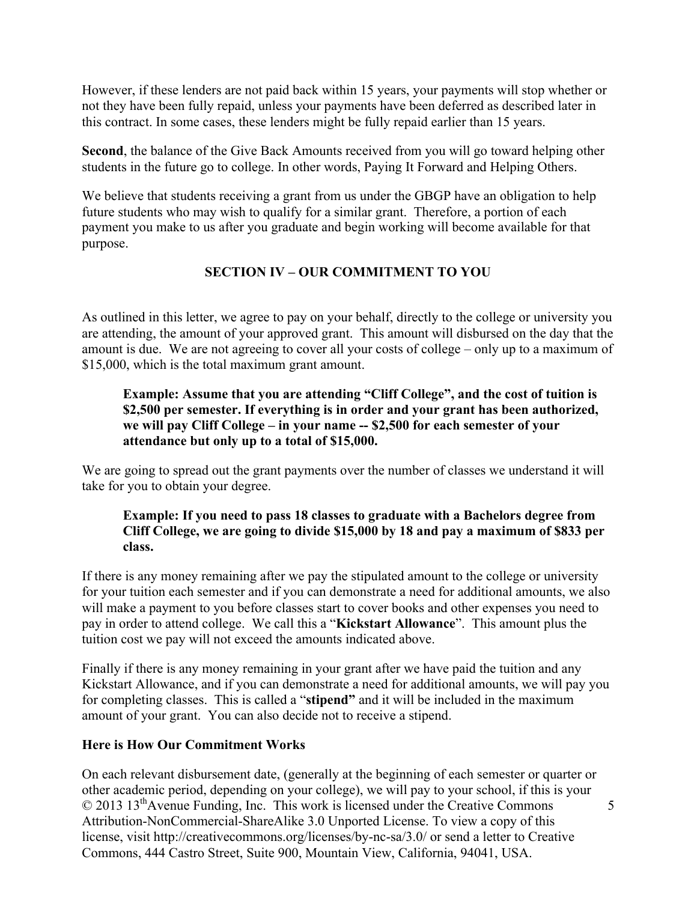However, if these lenders are not paid back within 15 years, your payments will stop whether or not they have been fully repaid, unless your payments have been deferred as described later in this contract. In some cases, these lenders might be fully repaid earlier than 15 years.

**Second**, the balance of the Give Back Amounts received from you will go toward helping other students in the future go to college. In other words, Paying It Forward and Helping Others.

We believe that students receiving a grant from us under the GBGP have an obligation to help future students who may wish to qualify for a similar grant. Therefore, a portion of each payment you make to us after you graduate and begin working will become available for that purpose.

## SECTION IV – OUR COMMITMENT TO YOU

As outlined in this letter, we agree to pay on your behalf, directly to the college or university you are attending, the amount of your approved grant. This amount will disbursed on the day that the amount is due. We are not agreeing to cover all your costs of college – only up to a maximum of $15,000, which is the total maximum grant amount.

> **Example: Assume that you are attending "Cliff College", and the cost of tuition is $2,500 per semester. If everything is in order and your grant has been authorized, we will pay Cliff College – in your name -- $2,500 for each semester of your attendance but only up to a total of $15,000.**

We are going to spread out the grant payments over the number of classes we understand it will take for you to obtain your degree.

> **Example: If you need to pass 18 classes to graduate with a Bachelors degree from Cliff College, we are going to divide $15,000 by 18 and pay a maximum of $833 per class.**

If there is any money remaining after we pay the stipulated amount to the college or university for your tuition each semester and if you can demonstrate a need for additional amounts, we also will make a payment to you before classes start to cover books and other expenses you need to pay in order to attend college. We call this a "**Kickstart Allowance**". This amount plus the tuition cost we pay will not exceed the amounts indicated above.

Finally if there is any money remaining in your grant after we have paid the tuition and any Kickstart Allowance, and if you can demonstrate a need for additional amounts, we will pay you for completing classes. This is called a "**stipend"** and it will be included in the maximum amount of your grant. You can also decide not to receive a stipend.

**Here is How Our Commitment Works**

On each relevant disbursement date, (generally at the beginning of each semester or quarter or other academic period, depending on your college), we will pay to your school, if this is your

© 2013 13th Avenue Funding, Inc. This work is licensed under the Creative Commons Attribution-NonCommercial-ShareAlike 3.0 Unported License. To view a copy of this license, visit http://creativecommons.org/licenses/by-nc-sa/3.0/ or send a letter to Creative Commons, 444 Castro Street, Suite 900, Mountain View, California, 94041, USA.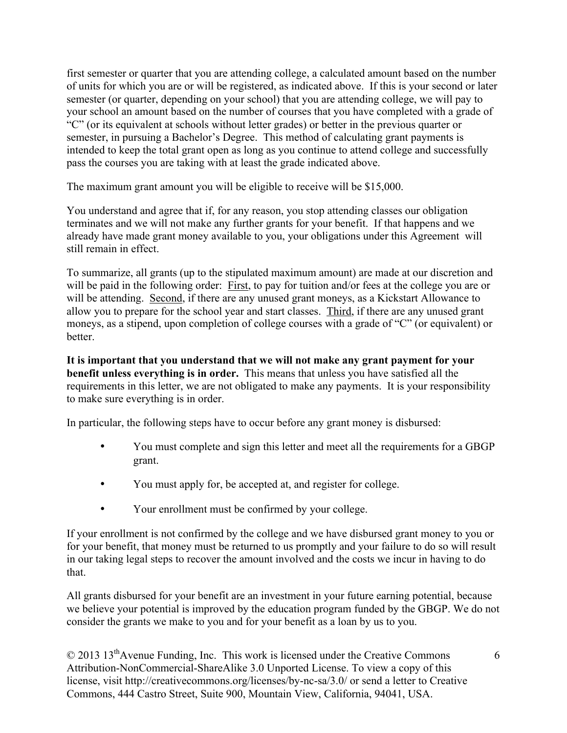first semester or quarter that you are attending college, a calculated amount based on the number of units for which you are or will be registered, as indicated above. If this is your second or later semester (or quarter, depending on your school) that you are attending college, we will pay to your school an amount based on the number of courses that you have completed with a grade of "C" (or its equivalent at schools without letter grades) or better in the previous quarter or semester, in pursuing a Bachelor's Degree. This method of calculating grant payments is intended to keep the total grant open as long as you continue to attend college and successfully pass the courses you are taking with at least the grade indicated above.

The maximum grant amount you will be eligible to receive will be $15,000.

You understand and agree that if, for any reason, you stop attending classes our obligation terminates and we will not make any further grants for your benefit. If that happens and we already have made grant money available to you, your obligations under this Agreement will still remain in effect.

To summarize, all grants (up to the stipulated maximum amount) are made at our discretion and will be paid in the following order: First, to pay for tuition and/or fees at the college you are or will be attending. Second, if there are any unused grant moneys, as a Kickstart Allowance to allow you to prepare for the school year and start classes. Third, if there are any unused grant moneys, as a stipend, upon completion of college courses with a grade of "C" (or equivalent) or better.

**It is important that you understand that we will not make any grant payment for your benefit unless everything is in order.** This means that unless you have satisfied all the requirements in this letter, we are not obligated to make any payments. It is your responsibility to make sure everything is in order.

In particular, the following steps have to occur before any grant money is disbursed:

- You must complete and sign this letter and meet all the requirements for a GBGP grant.
- You must apply for, be accepted at, and register for college.
- Your enrollment must be confirmed by your college.

If your enrollment is not confirmed by the college and we have disbursed grant money to you or for your benefit, that money must be returned to us promptly and your failure to do so will result in our taking legal steps to recover the amount involved and the costs we incur in having to do that.

All grants disbursed for your benefit are an investment in your future earning potential, because we believe your potential is improved by the education program funded by the GBGP. We do not consider the grants we make to you and for your benefit as a loan by us to you.

© 2013 13th Avenue Funding, Inc. This work is licensed under the Creative Commons Attribution-NonCommercial-ShareAlike 3.0 Unported License. To view a copy of this license, visit http://creativecommons.org/licenses/by-nc-sa/3.0/ or send a letter to Creative Commons, 444 Castro Street, Suite 900, Mountain View, California, 94041, USA.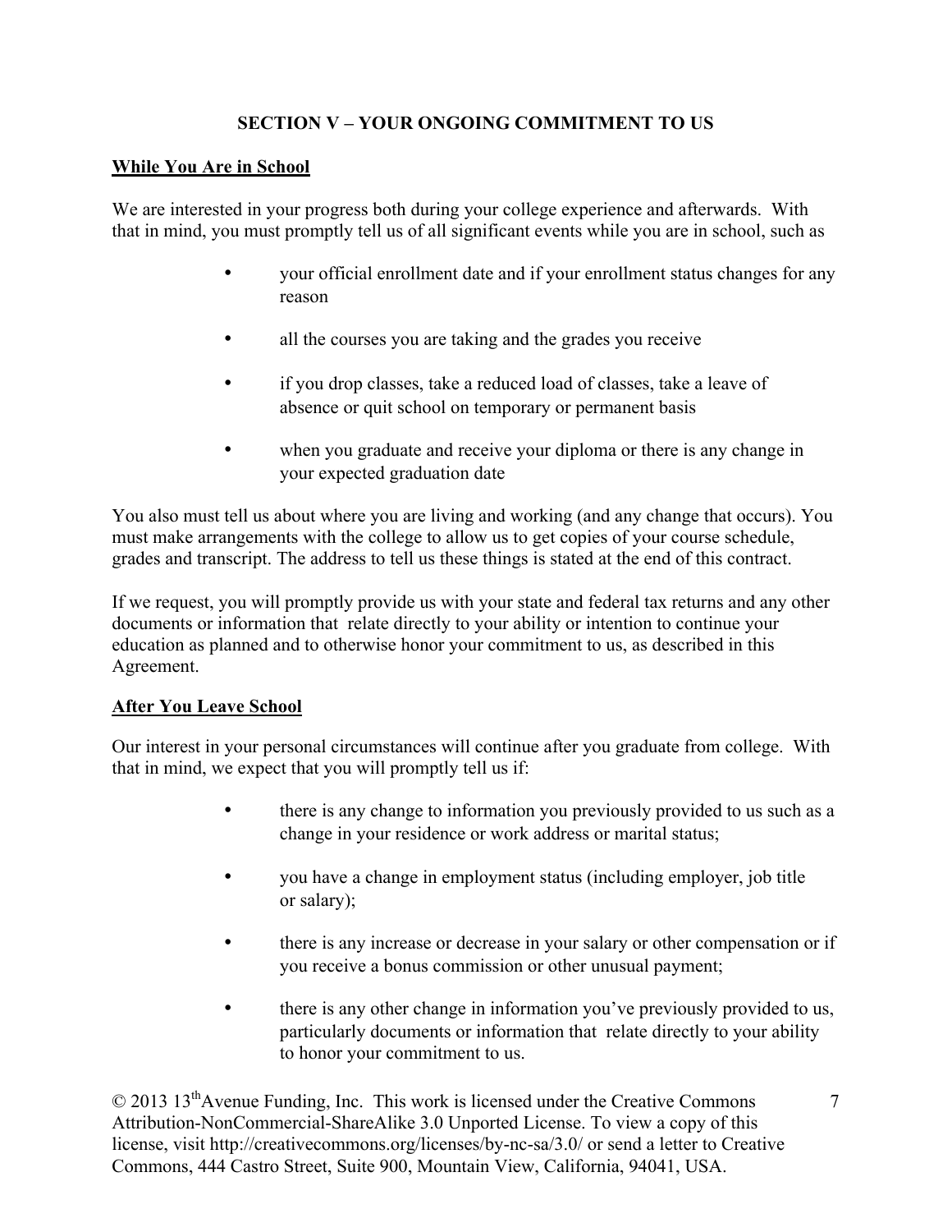## SECTION V – YOUR ONGOING COMMITMENT TO US

### While You Are in School

We are interested in your progress both during your college experience and afterwards. With that in mind, you must promptly tell us of all significant events while you are in school, such as

- your official enrollment date and if your enrollment status changes for any reason
- all the courses you are taking and the grades you receive
- if you drop classes, take a reduced load of classes, take a leave of absence or quit school on temporary or permanent basis
- when you graduate and receive your diploma or there is any change in your expected graduation date

You also must tell us about where you are living and working (and any change that occurs). You must make arrangements with the college to allow us to get copies of your course schedule, grades and transcript. The address to tell us these things is stated at the end of this contract.

If we request, you will promptly provide us with your state and federal tax returns and any other documents or information that relate directly to your ability or intention to continue your education as planned and to otherwise honor your commitment to us, as described in this Agreement.

### After You Leave School

Our interest in your personal circumstances will continue after you graduate from college. With that in mind, we expect that you will promptly tell us if:

- there is any change to information you previously provided to us such as a change in your residence or work address or marital status;
- you have a change in employment status (including employer, job title or salary);
- there is any increase or decrease in your salary or other compensation or if you receive a bonus commission or other unusual payment;
- there is any other change in information you've previously provided to us, particularly documents or information that relate directly to your ability to honor your commitment to us.

© 2013 13th Avenue Funding, Inc. This work is licensed under the Creative Commons Attribution-NonCommercial-ShareAlike 3.0 Unported License. To view a copy of this license, visit http://creativecommons.org/licenses/by-nc-sa/3.0/ or send a letter to Creative Commons, 444 Castro Street, Suite 900, Mountain View, California, 94041, USA.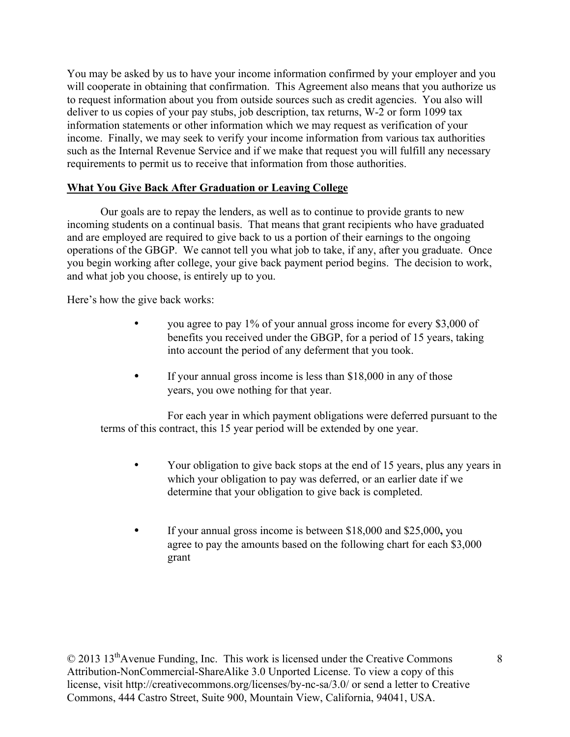You may be asked by us to have your income information confirmed by your employer and you will cooperate in obtaining that confirmation. This Agreement also means that you authorize us to request information about you from outside sources such as credit agencies. You also will deliver to us copies of your pay stubs, job description, tax returns, W-2 or form 1099 tax information statements or other information which we may request as verification of your income. Finally, we may seek to verify your income information from various tax authorities such as the Internal Revenue Service and if we make that request you will fulfill any necessary requirements to permit us to receive that information from those authorities.

**What You Give Back After Graduation or Leaving College**

Our goals are to repay the lenders, as well as to continue to provide grants to new incoming students on a continual basis. That means that grant recipients who have graduated and are employed are required to give back to us a portion of their earnings to the ongoing operations of the GBGP. We cannot tell you what job to take, if any, after you graduate. Once you begin working after college, your give back payment period begins. The decision to work, and what job you choose, is entirely up to you.

Here's how the give back works:

- you agree to pay 1% of your annual gross income for every $3,000 of benefits you received under the GBGP, for a period of 15 years, taking into account the period of any deferment that you took.
- If your annual gross income is less than $18,000 in any of those years, you owe nothing for that year.

For each year in which payment obligations were deferred pursuant to the terms of this contract, this 15 year period will be extended by one year.

- Your obligation to give back stops at the end of 15 years, plus any years in which your obligation to pay was deferred, or an earlier date if we determine that your obligation to give back is completed.
- If your annual gross income is between $18,000 and $25,000**,** you agree to pay the amounts based on the following chart for each $3,000 grant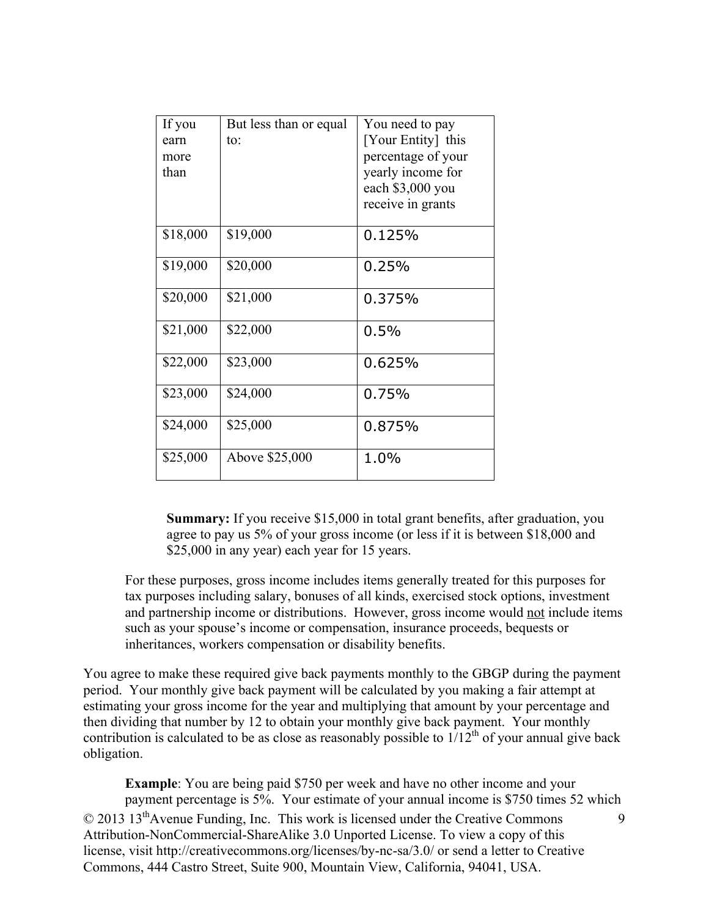| If you earn more than | But less than or equal to: | You need to pay [Your Entity] this percentage of your yearly income for each $3,000 you receive in grants |
|---|---|---|
| $18,000 | $19,000 | 0.125% |
| $19,000 | $20,000 | 0.25% |
| $20,000 | $21,000 | 0.375% |
| $21,000 | $22,000 | 0.5% |
| $22,000 | $23,000 | 0.625% |
| $23,000 | $24,000 | 0.75% |
| $24,000 | $25,000 | 0.875% |
| $25,000 | Above $25,000 | 1.0% |

**Summary:** If you receive $15,000 in total grant benefits, after graduation, you agree to pay us 5% of your gross income (or less if it is between $18,000 and $25,000 in any year) each year for 15 years.

For these purposes, gross income includes items generally treated for this purposes for tax purposes including salary, bonuses of all kinds, exercised stock options, investment and partnership income or distributions. However, gross income would not include items such as your spouse's income or compensation, insurance proceeds, bequests or inheritances, workers compensation or disability benefits.

You agree to make these required give back payments monthly to the GBGP during the payment period. Your monthly give back payment will be calculated by you making a fair attempt at estimating your gross income for the year and multiplying that amount by your percentage and then dividing that number by 12 to obtain your monthly give back payment. Your monthly contribution is calculated to be as close as reasonably possible to 1/12th of your annual give back obligation.

**Example**: You are being paid $750 per week and have no other income and your payment percentage is 5%. Your estimate of your annual income is $750 times 52 which

© 2013 13th Avenue Funding, Inc. This work is licensed under the Creative Commons Attribution-NonCommercial-ShareAlike 3.0 Unported License. To view a copy of this license, visit http://creativecommons.org/licenses/by-nc-sa/3.0/ or send a letter to Creative Commons, 444 Castro Street, Suite 900, Mountain View, California, 94041, USA.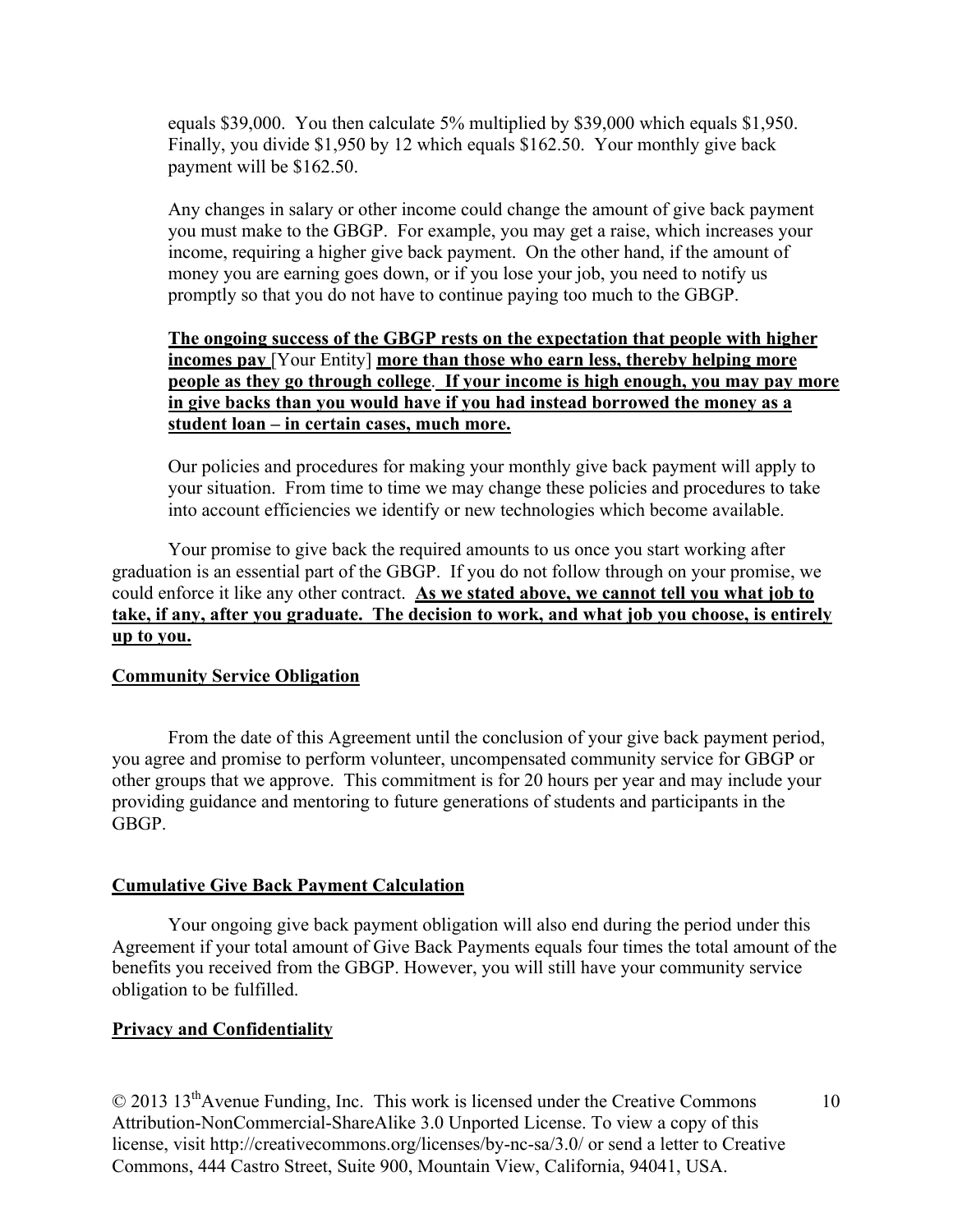equals $39,000. You then calculate 5% multiplied by $39,000 which equals $1,950. Finally, you divide $1,950 by 12 which equals $162.50. Your monthly give back payment will be $162.50.

Any changes in salary or other income could change the amount of give back payment you must make to the GBGP. For example, you may get a raise, which increases your income, requiring a higher give back payment. On the other hand, if the amount of money you are earning goes down, or if you lose your job, you need to notify us promptly so that you do not have to continue paying too much to the GBGP.

**The ongoing success of the GBGP rests on the expectation that people with higher incomes pay** [Your Entity] **more than those who earn less, thereby helping more people as they go through college. If your income is high enough, you may pay more in give backs than you would have if you had instead borrowed the money as a student loan – in certain cases, much more.**

Our policies and procedures for making your monthly give back payment will apply to your situation. From time to time we may change these policies and procedures to take into account efficiencies we identify or new technologies which become available.

Your promise to give back the required amounts to us once you start working after graduation is an essential part of the GBGP. If you do not follow through on your promise, we could enforce it like any other contract. **As we stated above, we cannot tell you what job to take, if any, after you graduate. The decision to work, and what job you choose, is entirely up to you.**

**Community Service Obligation**

From the date of this Agreement until the conclusion of your give back payment period, you agree and promise to perform volunteer, uncompensated community service for GBGP or other groups that we approve. This commitment is for 20 hours per year and may include your providing guidance and mentoring to future generations of students and participants in the GBGP.

**Cumulative Give Back Payment Calculation**

Your ongoing give back payment obligation will also end during the period under this Agreement if your total amount of Give Back Payments equals four times the total amount of the benefits you received from the GBGP. However, you will still have your community service obligation to be fulfilled.

**Privacy and Confidentiality**

© 2013 13th Avenue Funding, Inc. This work is licensed under the Creative Commons Attribution-NonCommercial-ShareAlike 3.0 Unported License. To view a copy of this license, visit http://creativecommons.org/licenses/by-nc-sa/3.0/ or send a letter to Creative Commons, 444 Castro Street, Suite 900, Mountain View, California, 94041, USA.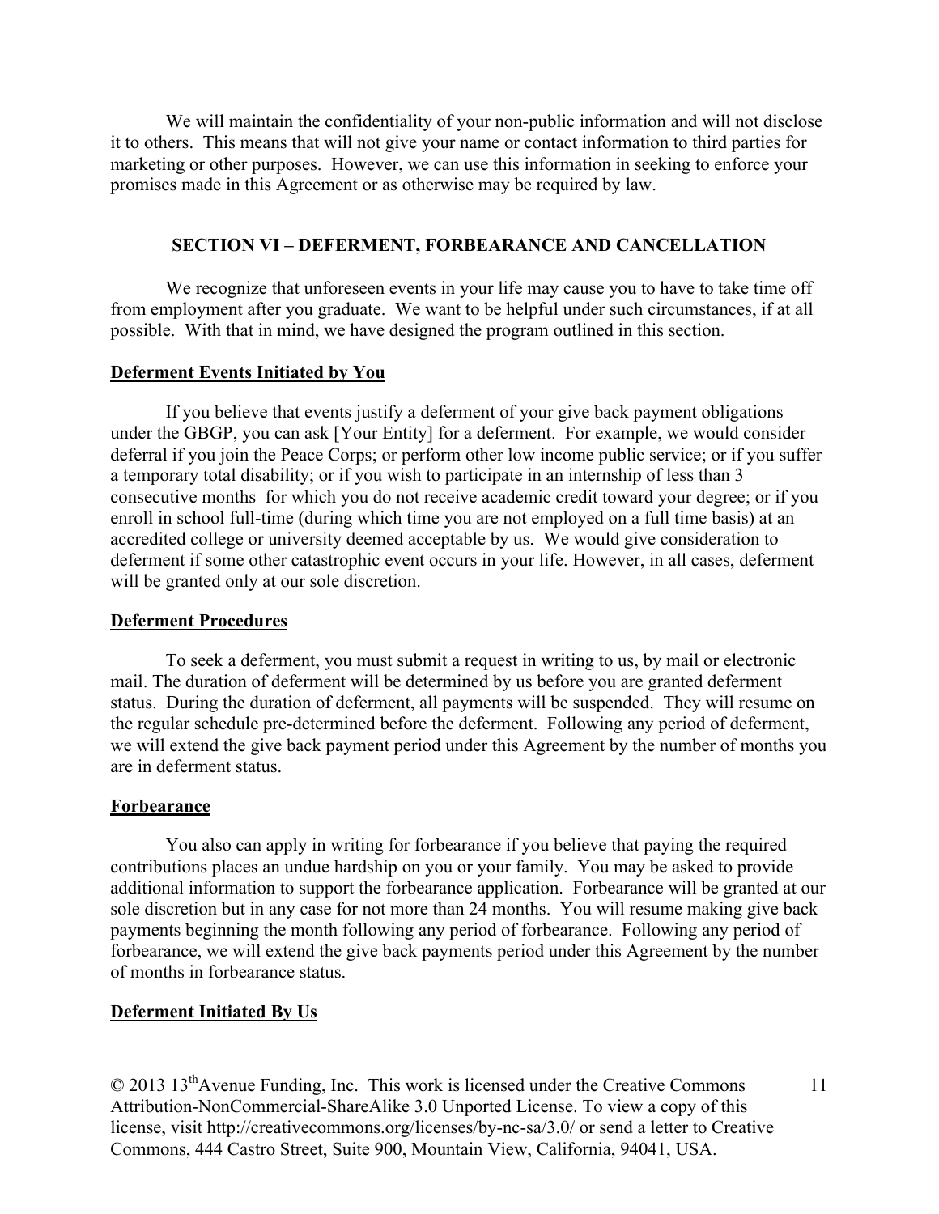We will maintain the confidentiality of your non-public information and will not disclose it to others. This means that will not give your name or contact information to third parties for marketing or other purposes. However, we can use this information in seeking to enforce your promises made in this Agreement or as otherwise may be required by law.

## SECTION VI – DEFERMENT, FORBEARANCE AND CANCELLATION

We recognize that unforeseen events in your life may cause you to have to take time off from employment after you graduate. We want to be helpful under such circumstances, if at all possible. With that in mind, we have designed the program outlined in this section.

### Deferment Events Initiated by You

If you believe that events justify a deferment of your give back payment obligations under the GBGP, you can ask [Your Entity] for a deferment. For example, we would consider deferral if you join the Peace Corps; or perform other low income public service; or if you suffer a temporary total disability; or if you wish to participate in an internship of less than 3 consecutive months for which you do not receive academic credit toward your degree; or if you enroll in school full-time (during which time you are not employed on a full time basis) at an accredited college or university deemed acceptable by us. We would give consideration to deferment if some other catastrophic event occurs in your life. However, in all cases, deferment will be granted only at our sole discretion.

### Deferment Procedures

To seek a deferment, you must submit a request in writing to us, by mail or electronic mail. The duration of deferment will be determined by us before you are granted deferment status. During the duration of deferment, all payments will be suspended. They will resume on the regular schedule pre-determined before the deferment. Following any period of deferment, we will extend the give back payment period under this Agreement by the number of months you are in deferment status.

### Forbearance

You also can apply in writing for forbearance if you believe that paying the required contributions places an undue hardship on you or your family. You may be asked to provide additional information to support the forbearance application. Forbearance will be granted at our sole discretion but in any case for not more than 24 months. You will resume making give back payments beginning the month following any period of forbearance. Following any period of forbearance, we will extend the give back payments period under this Agreement by the number of months in forbearance status.

### Deferment Initiated By Us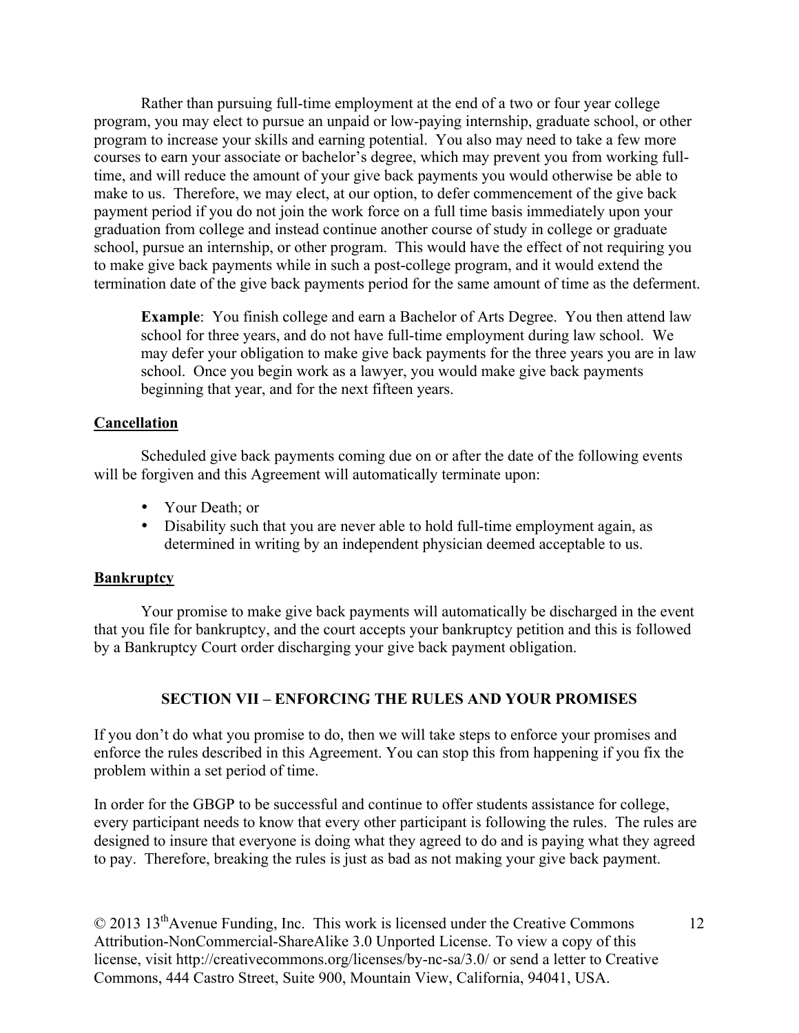Rather than pursuing full-time employment at the end of a two or four year college program, you may elect to pursue an unpaid or low-paying internship, graduate school, or other program to increase your skills and earning potential. You also may need to take a few more courses to earn your associate or bachelor's degree, which may prevent you from working full-time, and will reduce the amount of your give back payments you would otherwise be able to make to us. Therefore, we may elect, at our option, to defer commencement of the give back payment period if you do not join the work force on a full time basis immediately upon your graduation from college and instead continue another course of study in college or graduate school, pursue an internship, or other program. This would have the effect of not requiring you to make give back payments while in such a post-college program, and it would extend the termination date of the give back payments period for the same amount of time as the deferment.

> **Example**: You finish college and earn a Bachelor of Arts Degree. You then attend law school for three years, and do not have full-time employment during law school. We may defer your obligation to make give back payments for the three years you are in law school. Once you begin work as a lawyer, you would make give back payments beginning that year, and for the next fifteen years.

<u>**Cancellation**</u>

Scheduled give back payments coming due on or after the date of the following events will be forgiven and this Agreement will automatically terminate upon:

- Your Death; or
- Disability such that you are never able to hold full-time employment again, as determined in writing by an independent physician deemed acceptable to us.

<u>**Bankruptcy**</u>

Your promise to make give back payments will automatically be discharged in the event that you file for bankruptcy, and the court accepts your bankruptcy petition and this is followed by a Bankruptcy Court order discharging your give back payment obligation.

## SECTION VII – ENFORCING THE RULES AND YOUR PROMISES

If you don't do what you promise to do, then we will take steps to enforce your promises and enforce the rules described in this Agreement. You can stop this from happening if you fix the problem within a set period of time.

In order for the GBGP to be successful and continue to offer students assistance for college, every participant needs to know that every other participant is following the rules. The rules are designed to insure that everyone is doing what they agreed to do and is paying what they agreed to pay. Therefore, breaking the rules is just as bad as not making your give back payment.

© 2013 13th Avenue Funding, Inc. This work is licensed under the Creative Commons Attribution-NonCommercial-ShareAlike 3.0 Unported License. To view a copy of this license, visit http://creativecommons.org/licenses/by-nc-sa/3.0/ or send a letter to Creative Commons, 444 Castro Street, Suite 900, Mountain View, California, 94041, USA.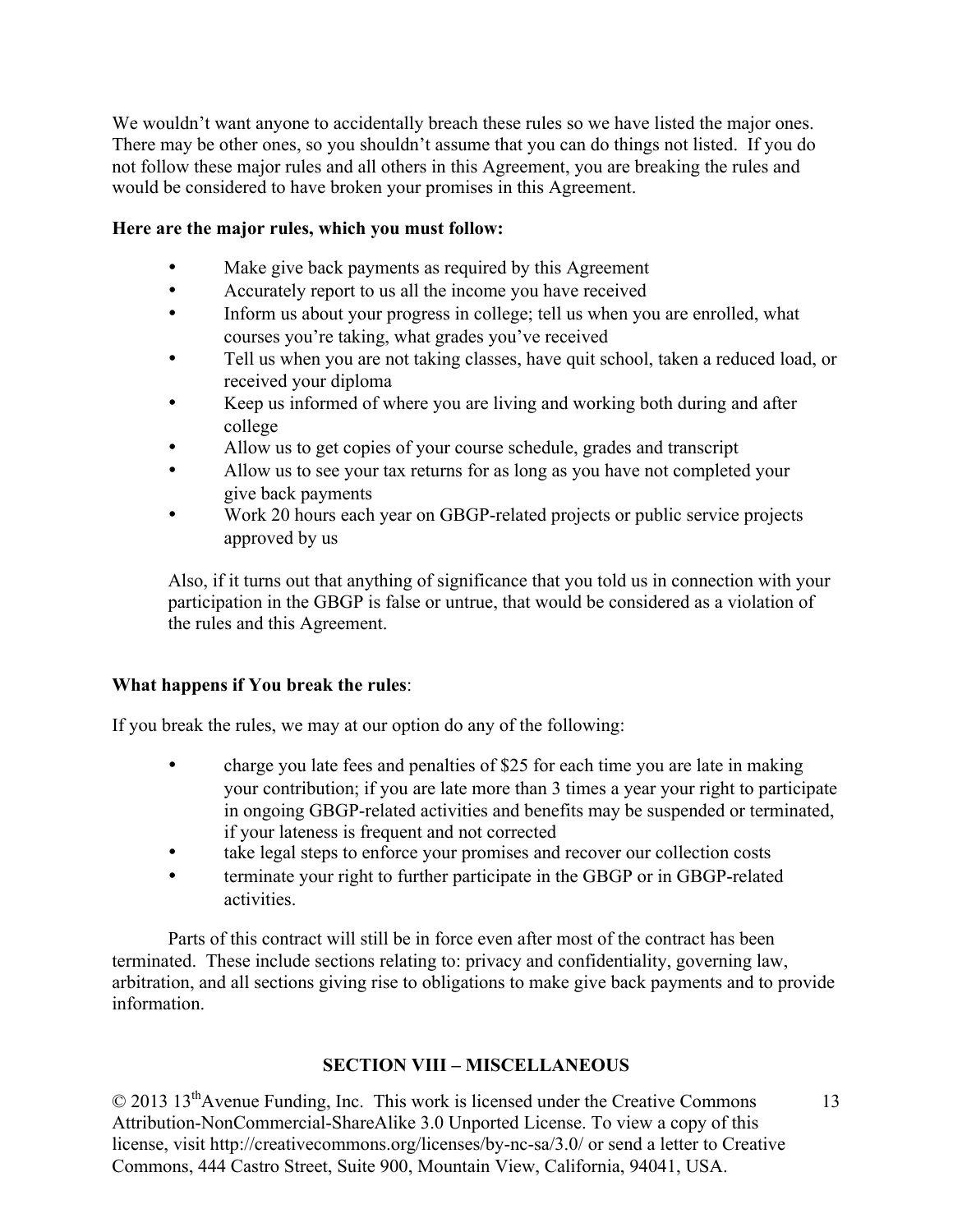We wouldn't want anyone to accidentally breach these rules so we have listed the major ones. There may be other ones, so you shouldn't assume that you can do things not listed. If you do not follow these major rules and all others in this Agreement, you are breaking the rules and would be considered to have broken your promises in this Agreement.

**Here are the major rules, which you must follow:**

- Make give back payments as required by this Agreement
- Accurately report to us all the income you have received
- Inform us about your progress in college; tell us when you are enrolled, what courses you're taking, what grades you've received
- Tell us when you are not taking classes, have quit school, taken a reduced load, or received your diploma
- Keep us informed of where you are living and working both during and after college
- Allow us to get copies of your course schedule, grades and transcript
- Allow us to see your tax returns for as long as you have not completed your give back payments
- Work 20 hours each year on GBGP-related projects or public service projects approved by us

Also, if it turns out that anything of significance that you told us in connection with your participation in the GBGP is false or untrue, that would be considered as a violation of the rules and this Agreement.

**What happens if You break the rules**:

If you break the rules, we may at our option do any of the following:

- charge you late fees and penalties of $25 for each time you are late in making your contribution; if you are late more than 3 times a year your right to participate in ongoing GBGP-related activities and benefits may be suspended or terminated, if your lateness is frequent and not corrected
- take legal steps to enforce your promises and recover our collection costs
- terminate your right to further participate in the GBGP or in GBGP-related activities.

Parts of this contract will still be in force even after most of the contract has been terminated. These include sections relating to: privacy and confidentiality, governing law, arbitration, and all sections giving rise to obligations to make give back payments and to provide information.

## SECTION VIII – MISCELLANEOUS

© 2013 13th Avenue Funding, Inc. This work is licensed under the Creative Commons Attribution-NonCommercial-ShareAlike 3.0 Unported License. To view a copy of this license, visit http://creativecommons.org/licenses/by-nc-sa/3.0/ or send a letter to Creative Commons, 444 Castro Street, Suite 900, Mountain View, California, 94041, USA.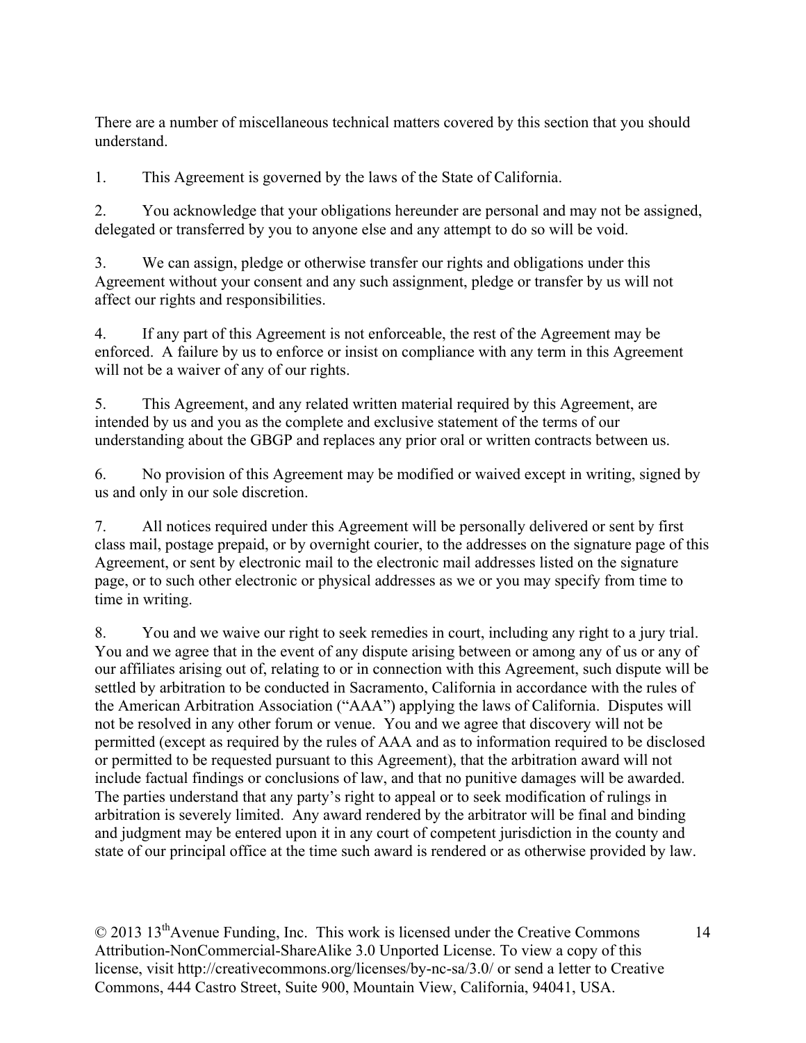There are a number of miscellaneous technical matters covered by this section that you should understand.

1. This Agreement is governed by the laws of the State of California.

2. You acknowledge that your obligations hereunder are personal and may not be assigned, delegated or transferred by you to anyone else and any attempt to do so will be void.

3. We can assign, pledge or otherwise transfer our rights and obligations under this Agreement without your consent and any such assignment, pledge or transfer by us will not affect our rights and responsibilities.

4. If any part of this Agreement is not enforceable, the rest of the Agreement may be enforced. A failure by us to enforce or insist on compliance with any term in this Agreement will not be a waiver of any of our rights.

5. This Agreement, and any related written material required by this Agreement, are intended by us and you as the complete and exclusive statement of the terms of our understanding about the GBGP and replaces any prior oral or written contracts between us.

6. No provision of this Agreement may be modified or waived except in writing, signed by us and only in our sole discretion.

7. All notices required under this Agreement will be personally delivered or sent by first class mail, postage prepaid, or by overnight courier, to the addresses on the signature page of this Agreement, or sent by electronic mail to the electronic mail addresses listed on the signature page, or to such other electronic or physical addresses as we or you may specify from time to time in writing.

8. You and we waive our right to seek remedies in court, including any right to a jury trial. You and we agree that in the event of any dispute arising between or among any of us or any of our affiliates arising out of, relating to or in connection with this Agreement, such dispute will be settled by arbitration to be conducted in Sacramento, California in accordance with the rules of the American Arbitration Association ("AAA") applying the laws of California. Disputes will not be resolved in any other forum or venue. You and we agree that discovery will not be permitted (except as required by the rules of AAA and as to information required to be disclosed or permitted to be requested pursuant to this Agreement), that the arbitration award will not include factual findings or conclusions of law, and that no punitive damages will be awarded. The parties understand that any party's right to appeal or to seek modification of rulings in arbitration is severely limited. Any award rendered by the arbitrator will be final and binding and judgment may be entered upon it in any court of competent jurisdiction in the county and state of our principal office at the time such award is rendered or as otherwise provided by law.

© 2013 13th Avenue Funding, Inc. This work is licensed under the Creative Commons Attribution-NonCommercial-ShareAlike 3.0 Unported License. To view a copy of this license, visit http://creativecommons.org/licenses/by-nc-sa/3.0/ or send a letter to Creative Commons, 444 Castro Street, Suite 900, Mountain View, California, 94041, USA.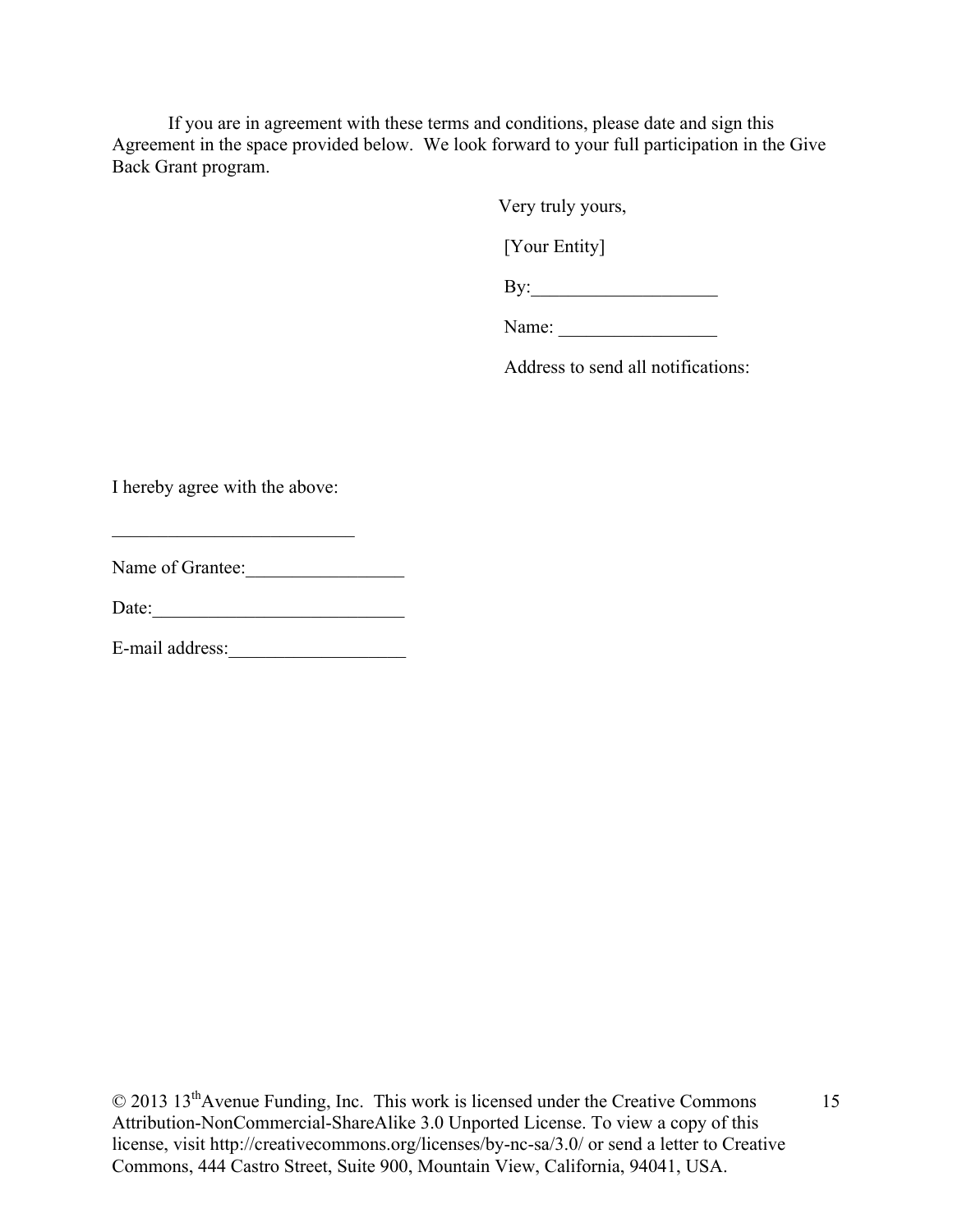If you are in agreement with these terms and conditions, please date and sign this Agreement in the space provided below. We look forward to your full participation in the Give Back Grant program.

Very truly yours,

[Your Entity]

By:____________________

Name: _________________

Address to send all notifications:

I hereby agree with the above:

__________________________

Name of Grantee:_________________

Date:___________________________

E-mail address:___________________